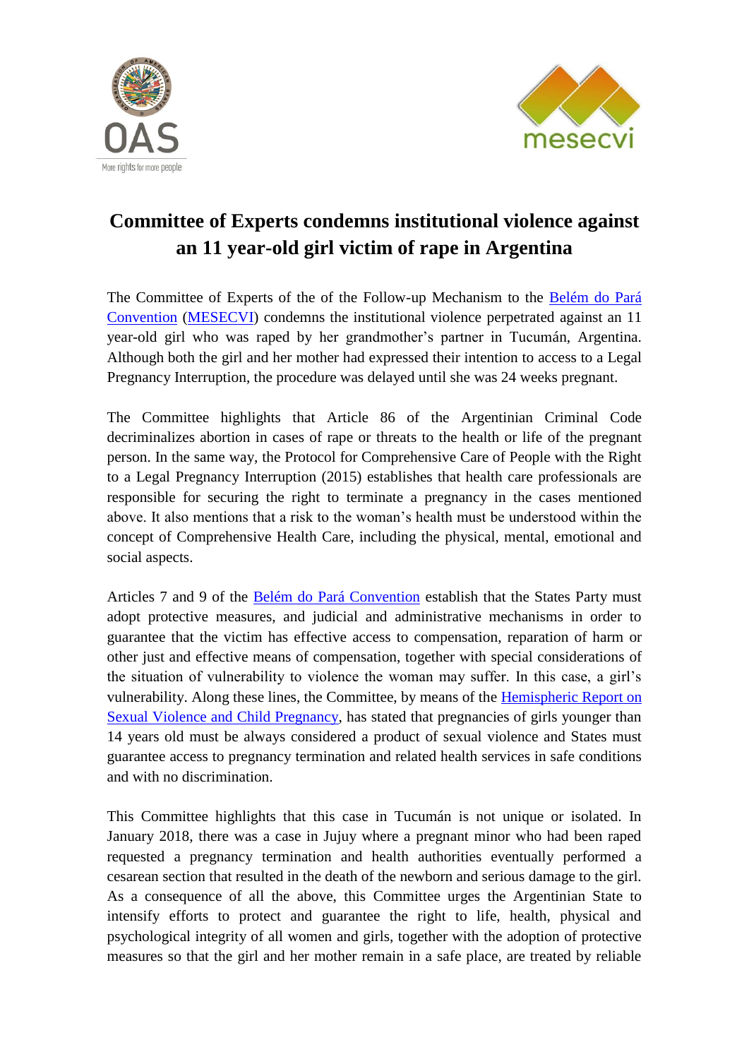# Committee of Experts condemns institutional violence against an 11 year-old girl victim of rape in Argentina

The Committee of Experts of the of the Follow-up Mechanism to the Belém do Pará Convention (MESECVI) condemns the institutional violence perpetrated against an 11 year-old girl who was raped by her grandmother's partner in Tucumán, Argentina. Although both the girl and her mother had expressed their intention to access to a Legal Pregnancy Interruption, the procedure was delayed until she was 24 weeks pregnant.

The Committee highlights that Article 86 of the Argentinian Criminal Code decriminalizes abortion in cases of rape or threats to the health or life of the pregnant person. In the same way, the Protocol for Comprehensive Care of People with the Right to a Legal Pregnancy Interruption (2015) establishes that health care professionals are responsible for securing the right to terminate a pregnancy in the cases mentioned above. It also mentions that a risk to the woman's health must be understood within the concept of Comprehensive Health Care, including the physical, mental, emotional and social aspects.

Articles 7 and 9 of the Belém do Pará Convention establish that the States Party must adopt protective measures, and judicial and administrative mechanisms in order to guarantee that the victim has effective access to compensation, reparation of harm or other just and effective means of compensation, together with special considerations of the situation of vulnerability to violence the woman may suffer. In this case, a girl's vulnerability. Along these lines, the Committee, by means of the Hemispheric Report on Sexual Violence and Child Pregnancy, has stated that pregnancies of girls younger than 14 years old must be always considered a product of sexual violence and States must guarantee access to pregnancy termination and related health services in safe conditions and with no discrimination.

This Committee highlights that this case in Tucumán is not unique or isolated. In January 2018, there was a case in Jujuy where a pregnant minor who had been raped requested a pregnancy termination and health authorities eventually performed a cesarean section that resulted in the death of the newborn and serious damage to the girl. As a consequence of all the above, this Committee urges the Argentinian State to intensify efforts to protect and guarantee the right to life, health, physical and psychological integrity of all women and girls, together with the adoption of protective measures so that the girl and her mother remain in a safe place, are treated by reliable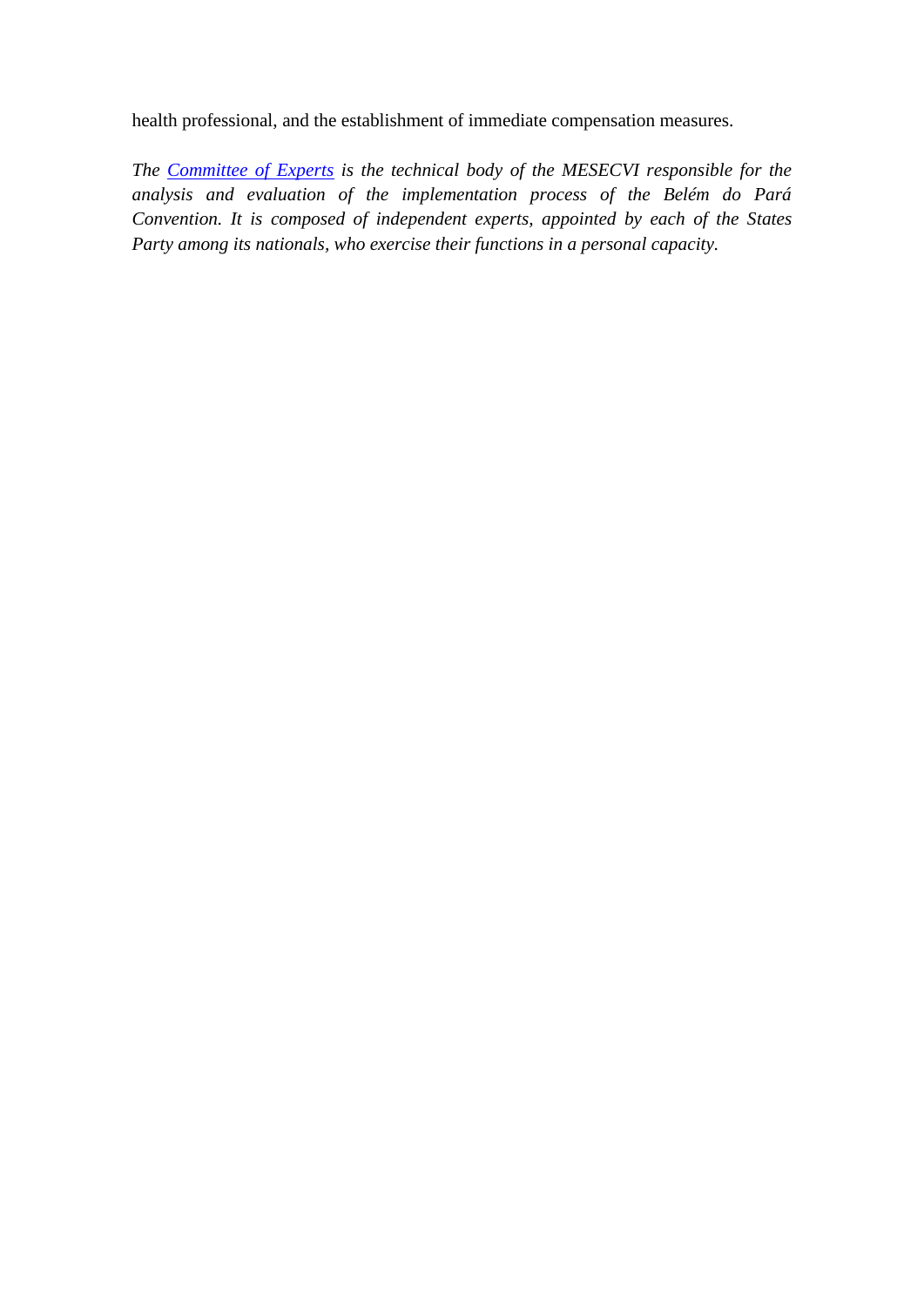health professional, and the establishment of immediate compensation measures.

*The [Committee of Experts] is the technical body of the MESECVI responsible for the analysis and evaluation of the implementation process of the Belém do Pará Convention. It is composed of independent experts, appointed by each of the States Party among its nationals, who exercise their functions in a personal capacity.*